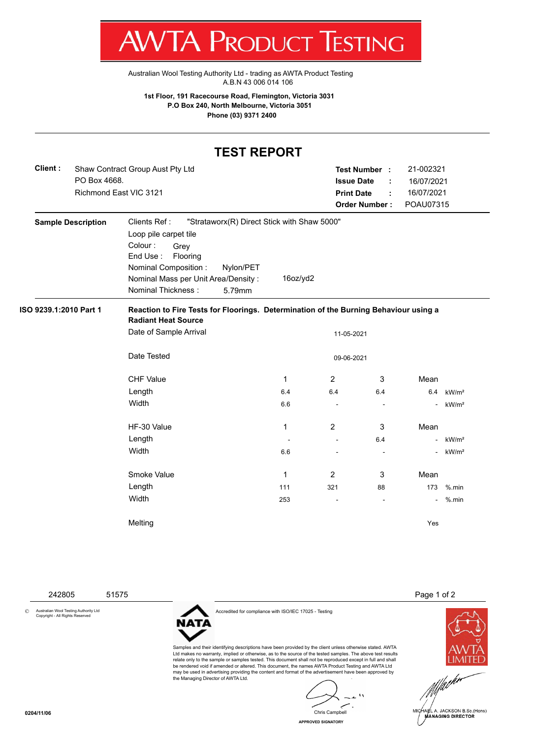# AWTA PRODUCT TESTING

Australian Wool Testing Authority Ltd - trading as AWTA Product Testing
A.B.N 43 006 014 106

**1st Floor, 191 Racecourse Road, Flemington, Victoria 3031**
**P.O Box 240, North Melbourne, Victoria 3051**
**Phone (03) 9371 2400**

## TEST REPORT

**Client :** Shaw Contract Group Aust Pty Ltd
PO Box 4668.
Richmond East VIC 3121

**Test Number :** 21-002321
**Issue Date :** 16/07/2021
**Print Date :** 16/07/2021
**Order Number :** POAU07315

**Sample Description**

Clients Ref : "Strataworx(R) Direct Stick with Shaw 5000"
Loop pile carpet tile
Colour : Grey
End Use : Flooring
Nominal Composition : Nylon/PET
Nominal Mass per Unit Area/Density : 16oz/yd2
Nominal Thickness : 5.79mm

**ISO 9239.1:2010 Part 1** — **Reaction to Fire Tests for Floorings. Determination of the Burning Behaviour using a Radiant Heat Source**

Date of Sample Arrival: 11-05-2021

Date Tested: 09-06-2021

| CHF Value | 1 | 2 | 3 | Mean | |
|---|---|---|---|---|---|
| Length | 6.4 | 6.4 | 6.4 | 6.4 | kW/m² |
| Width | 6.6 | - | - | - | kW/m² |

| HF-30 Value | 1 | 2 | 3 | Mean | |
|---|---|---|---|---|---|
| Length | - | - | 6.4 | - | kW/m² |
| Width | 6.6 | - | - | - | kW/m² |

| Smoke Value | 1 | 2 | 3 | Mean | |
|---|---|---|---|---|---|
| Length | 111 | 321 | 88 | 173 | %.min |
| Width | 253 | - | - | - | %.min |

Melting: Yes

242805 51575

© Australian Wool Testing Authority Ltd Copyright - All Rights Reserved

NATA — Accredited for compliance with ISO/IEC 17025 - Testing

Samples and their identifying descriptions have been provided by the client unless otherwise stated. AWTA Ltd makes no warranty, implied or otherwise, as to the source of the tested samples. The above test results relate only to the sample or samples tested. This document shall not be reproduced except in full and shall be rendered void if amended or altered. This document, the names AWTA Product Testing and AWTA Ltd may be used in advertising providing the content and format of the advertisement have been approved by the Managing Director of AWTA Ltd.

Chris Campbell
APPROVED SIGNATORY

AWTA LIMITED

MICHAEL A. JACKSON B.Sc.(Hons)
MANAGING DIRECTOR

0204/11/06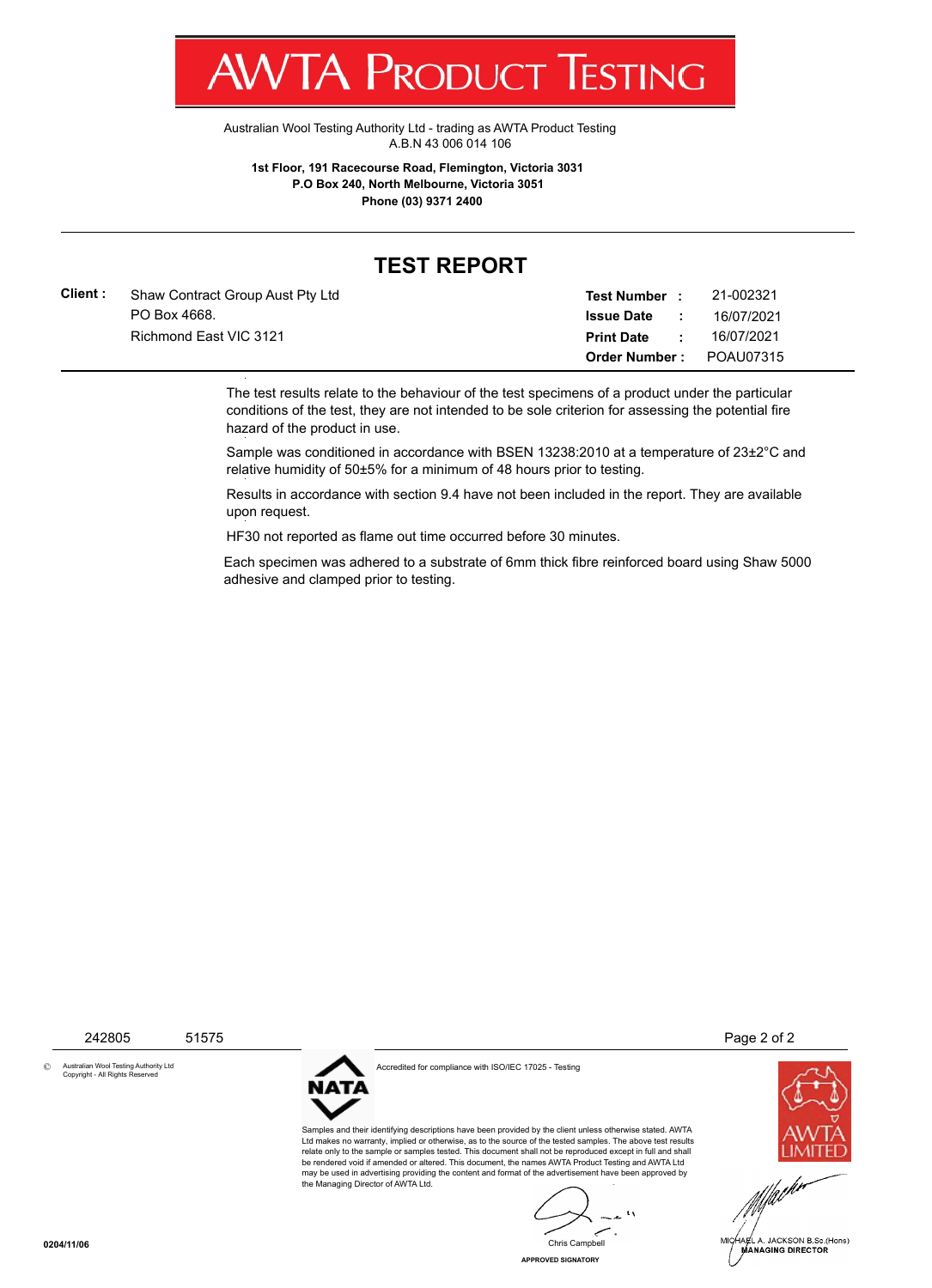# AWTA PRODUCT TESTING

Australian Wool Testing Authority Ltd - trading as AWTA Product Testing
A.B.N 43 006 014 106

**1st Floor, 191 Racecourse Road, Flemington, Victoria 3031**
**P.O Box 240, North Melbourne, Victoria 3051**
**Phone (03) 9371 2400**

## TEST REPORT

| | | | |
|---|---|---|---|
| **Client :** | Shaw Contract Group Aust Pty Ltd | **Test Number :** | 21-002321 |
| | PO Box 4668. | **Issue Date :** | 16/07/2021 |
| | Richmond East VIC 3121 | **Print Date :** | 16/07/2021 |
| | | **Order Number :** | POAU07315 |

The test results relate to the behaviour of the test specimens of a product under the particular conditions of the test, they are not intended to be sole criterion for assessing the potential fire hazard of the product in use.

Sample was conditioned in accordance with BSEN 13238:2010 at a temperature of 23±2°C and relative humidity of 50±5% for a minimum of 48 hours prior to testing.

Results in accordance with section 9.4 have not been included in the report. They are available upon request.

HF30 not reported as flame out time occurred before 30 minutes.

Each specimen was adhered to a substrate of 6mm thick fibre reinforced board using Shaw 5000 adhesive and clamped prior to testing.

242805 51575

© Australian Wool Testing Authority Ltd
Copyright - All Rights Reserved

Accredited for compliance with ISO/IEC 17025 - Testing

Samples and their identifying descriptions have been provided by the client unless otherwise stated. AWTA Ltd makes no warranty, implied or otherwise, as to the source of the tested samples. The above test results relate only to the sample or samples tested. This document shall not be reproduced except in full and shall be rendered void if amended or altered. This document, the names AWTA Product Testing and AWTA Ltd may be used in advertising providing the content and format of the advertisement have been approved by the Managing Director of AWTA Ltd.

Chris Campbell
APPROVED SIGNATORY

MICHAEL A. JACKSON B.Sc.(Hons)
MANAGING DIRECTOR

0204/11/06